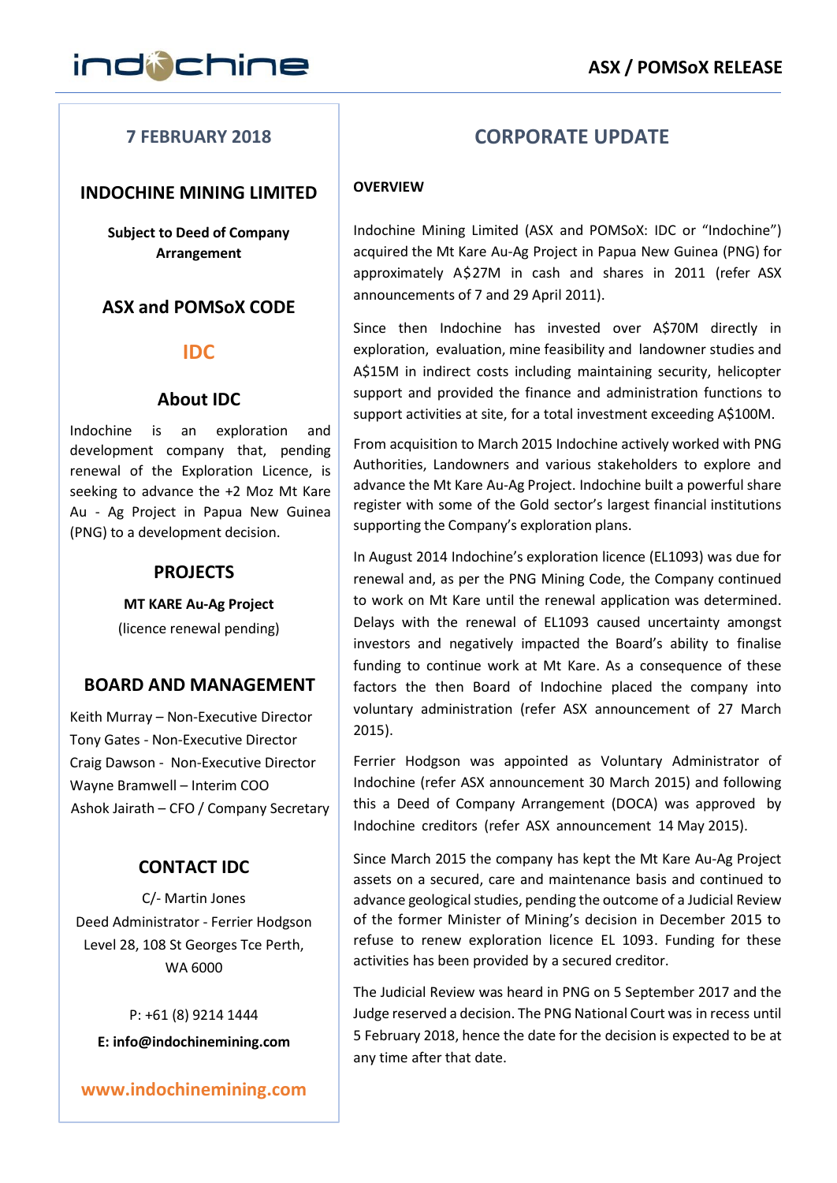ASX / POMSoX RELEASE

7 FEBRUARY 2018

## INDOCHINE MINING LIMITED

**Subject to Deed of Company Arrangement**

### ASX and POMSoX CODE

**IDC**

### About IDC

Indochine is an exploration and development company that, pending renewal of the Exploration Licence, is seeking to advance the +2 Moz Mt Kare Au - Ag Project in Papua New Guinea (PNG) to a development decision.

### PROJECTS

**MT KARE Au-Ag Project**

(licence renewal pending)

### BOARD AND MANAGEMENT

Keith Murray – Non-Executive Director
Tony Gates - Non-Executive Director
Craig Dawson - Non-Executive Director
Wayne Bramwell – Interim COO
Ashok Jairath – CFO / Company Secretary

### CONTACT IDC

C/- Martin Jones
Deed Administrator - Ferrier Hodgson
Level 28, 108 St Georges Tce Perth,
WA 6000

P: +61 (8) 9214 1444
**E: info@indochinemining.com**

**www.indochinemining.com**

# CORPORATE UPDATE

**OVERVIEW**

Indochine Mining Limited (ASX and POMSoX: IDC or "Indochine") acquired the Mt Kare Au-Ag Project in Papua New Guinea (PNG) for approximately A$27M in cash and shares in 2011 (refer ASX announcements of 7 and 29 April 2011).

Since then Indochine has invested over A$70M directly in exploration, evaluation, mine feasibility and landowner studies and A$15M in indirect costs including maintaining security, helicopter support and provided the finance and administration functions to support activities at site, for a total investment exceeding A$100M.

From acquisition to March 2015 Indochine actively worked with PNG Authorities, Landowners and various stakeholders to explore and advance the Mt Kare Au-Ag Project. Indochine built a powerful share register with some of the Gold sector's largest financial institutions supporting the Company's exploration plans.

In August 2014 Indochine's exploration licence (EL1093) was due for renewal and, as per the PNG Mining Code, the Company continued to work on Mt Kare until the renewal application was determined. Delays with the renewal of EL1093 caused uncertainty amongst investors and negatively impacted the Board's ability to finalise funding to continue work at Mt Kare. As a consequence of these factors the then Board of Indochine placed the company into voluntary administration (refer ASX announcement of 27 March 2015).

Ferrier Hodgson was appointed as Voluntary Administrator of Indochine (refer ASX announcement 30 March 2015) and following this a Deed of Company Arrangement (DOCA) was approved by Indochine creditors (refer ASX announcement 14 May 2015).

Since March 2015 the company has kept the Mt Kare Au-Ag Project assets on a secured, care and maintenance basis and continued to advance geological studies, pending the outcome of a Judicial Review of the former Minister of Mining's decision in December 2015 to refuse to renew exploration licence EL 1093. Funding for these activities has been provided by a secured creditor.

The Judicial Review was heard in PNG on 5 September 2017 and the Judge reserved a decision. The PNG National Court was in recess until 5 February 2018, hence the date for the decision is expected to be at any time after that date.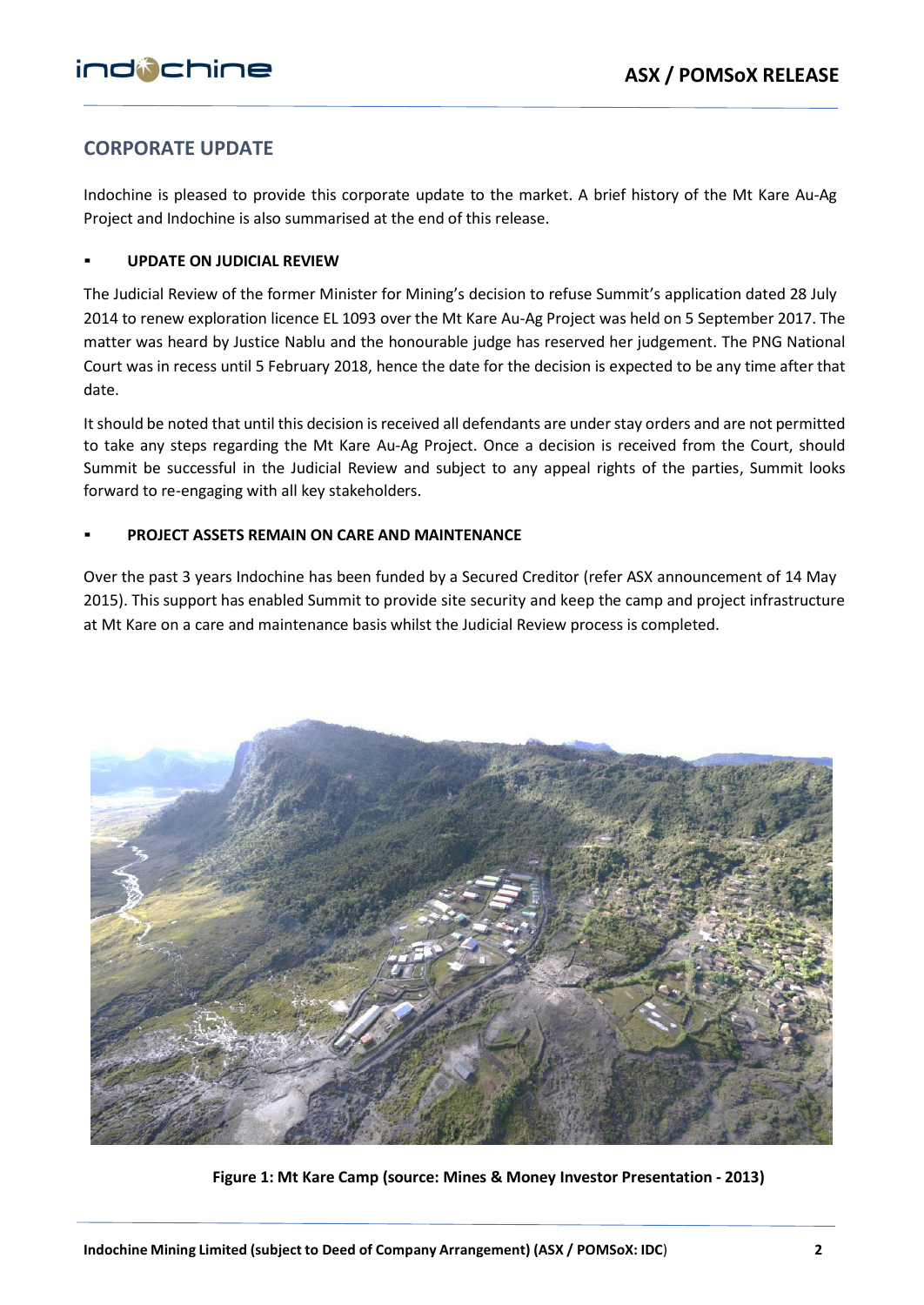## CORPORATE UPDATE

Indochine is pleased to provide this corporate update to the market. A brief history of the Mt Kare Au-Ag Project and Indochine is also summarised at the end of this release.

- **UPDATE ON JUDICIAL REVIEW**

The Judicial Review of the former Minister for Mining's decision to refuse Summit's application dated 28 July 2014 to renew exploration licence EL 1093 over the Mt Kare Au-Ag Project was held on 5 September 2017. The matter was heard by Justice Nablu and the honourable judge has reserved her judgement. The PNG National Court was in recess until 5 February 2018, hence the date for the decision is expected to be any time after that date.

It should be noted that until this decision is received all defendants are under stay orders and are not permitted to take any steps regarding the Mt Kare Au-Ag Project. Once a decision is received from the Court, should Summit be successful in the Judicial Review and subject to any appeal rights of the parties, Summit looks forward to re-engaging with all key stakeholders.

- **PROJECT ASSETS REMAIN ON CARE AND MAINTENANCE**

Over the past 3 years Indochine has been funded by a Secured Creditor (refer ASX announcement of 14 May 2015). This support has enabled Summit to provide site security and keep the camp and project infrastructure at Mt Kare on a care and maintenance basis whilst the Judicial Review process is completed.

**Figure 1: Mt Kare Camp (source: Mines & Money Investor Presentation - 2013)**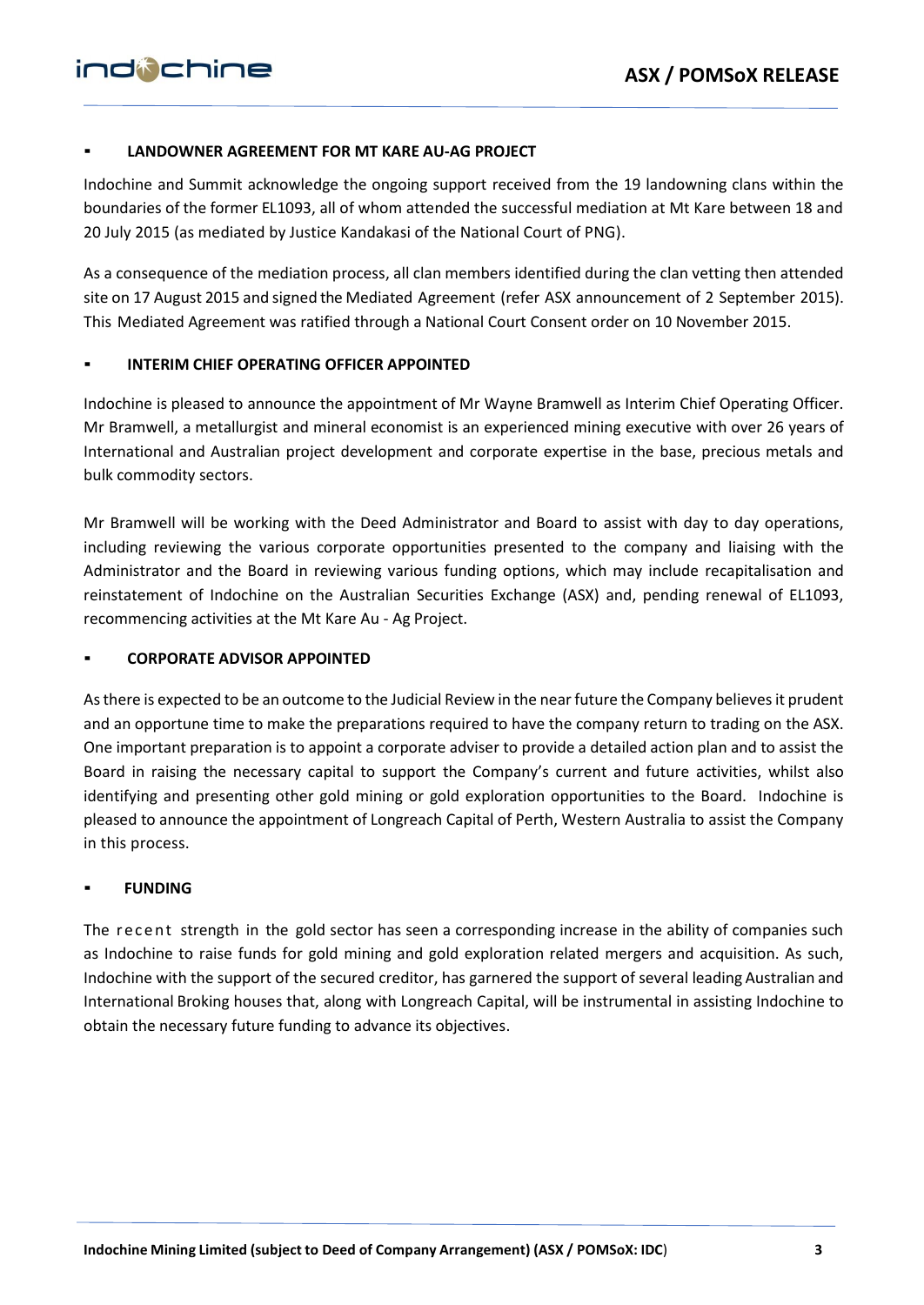- **LANDOWNER AGREEMENT FOR MT KARE AU-AG PROJECT**

Indochine and Summit acknowledge the ongoing support received from the 19 landowning clans within the boundaries of the former EL1093, all of whom attended the successful mediation at Mt Kare between 18 and 20 July 2015 (as mediated by Justice Kandakasi of the National Court of PNG).

As a consequence of the mediation process, all clan members identified during the clan vetting then attended site on 17 August 2015 and signed the Mediated Agreement (refer ASX announcement of 2 September 2015). This Mediated Agreement was ratified through a National Court Consent order on 10 November 2015.

- **INTERIM CHIEF OPERATING OFFICER APPOINTED**

Indochine is pleased to announce the appointment of Mr Wayne Bramwell as Interim Chief Operating Officer. Mr Bramwell, a metallurgist and mineral economist is an experienced mining executive with over 26 years of International and Australian project development and corporate expertise in the base, precious metals and bulk commodity sectors.

Mr Bramwell will be working with the Deed Administrator and Board to assist with day to day operations, including reviewing the various corporate opportunities presented to the company and liaising with the Administrator and the Board in reviewing various funding options, which may include recapitalisation and reinstatement of Indochine on the Australian Securities Exchange (ASX) and, pending renewal of EL1093, recommencing activities at the Mt Kare Au - Ag Project.

- **CORPORATE ADVISOR APPOINTED**

As there is expected to be an outcome to the Judicial Review in the near future the Company believes it prudent and an opportune time to make the preparations required to have the company return to trading on the ASX. One important preparation is to appoint a corporate adviser to provide a detailed action plan and to assist the Board in raising the necessary capital to support the Company's current and future activities, whilst also identifying and presenting other gold mining or gold exploration opportunities to the Board. Indochine is pleased to announce the appointment of Longreach Capital of Perth, Western Australia to assist the Company in this process.

- **FUNDING**

The recent strength in the gold sector has seen a corresponding increase in the ability of companies such as Indochine to raise funds for gold mining and gold exploration related mergers and acquisition. As such, Indochine with the support of the secured creditor, has garnered the support of several leading Australian and International Broking houses that, along with Longreach Capital, will be instrumental in assisting Indochine to obtain the necessary future funding to advance its objectives.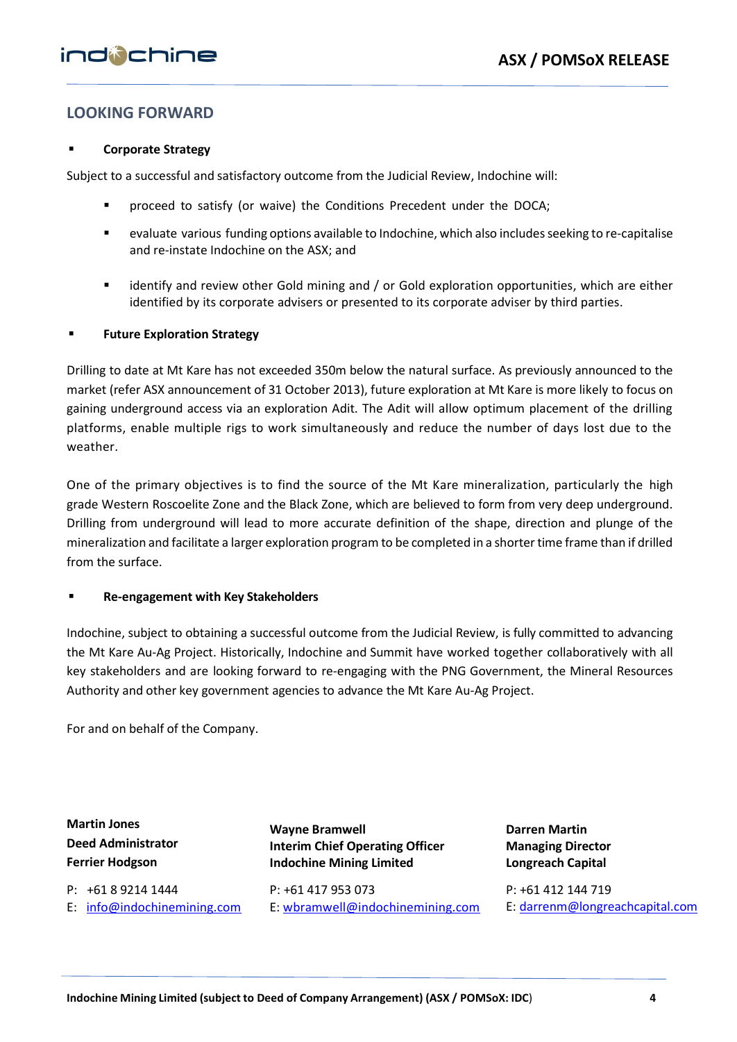## LOOKING FORWARD

- **Corporate Strategy**

Subject to a successful and satisfactory outcome from the Judicial Review, Indochine will:

- proceed to satisfy (or waive) the Conditions Precedent under the DOCA;
- evaluate various funding options available to Indochine, which also includes seeking to re-capitalise and re-instate Indochine on the ASX; and
- identify and review other Gold mining and / or Gold exploration opportunities, which are either identified by its corporate advisers or presented to its corporate adviser by third parties.

- **Future Exploration Strategy**

Drilling to date at Mt Kare has not exceeded 350m below the natural surface. As previously announced to the market (refer ASX announcement of 31 October 2013), future exploration at Mt Kare is more likely to focus on gaining underground access via an exploration Adit. The Adit will allow optimum placement of the drilling platforms, enable multiple rigs to work simultaneously and reduce the number of days lost due to the weather.

One of the primary objectives is to find the source of the Mt Kare mineralization, particularly the high grade Western Roscoelite Zone and the Black Zone, which are believed to form from very deep underground. Drilling from underground will lead to more accurate definition of the shape, direction and plunge of the mineralization and facilitate a larger exploration program to be completed in a shorter time frame than if drilled from the surface.

- **Re-engagement with Key Stakeholders**

Indochine, subject to obtaining a successful outcome from the Judicial Review, is fully committed to advancing the Mt Kare Au-Ag Project. Historically, Indochine and Summit have worked together collaboratively with all key stakeholders and are looking forward to re-engaging with the PNG Government, the Mineral Resources Authority and other key government agencies to advance the Mt Kare Au-Ag Project.

For and on behalf of the Company.

**Martin Jones**
**Deed Administrator**
**Ferrier Hodgson**

P: +61 8 9214 1444
E: info@indochinemining.com

**Wayne Bramwell**
**Interim Chief Operating Officer**
**Indochine Mining Limited**

P: +61 417 953 073
E: wbramwell@indochinemining.com

**Darren Martin**
**Managing Director**
**Longreach Capital**

P: +61 412 144 719
E: darrenm@longreachcapital.com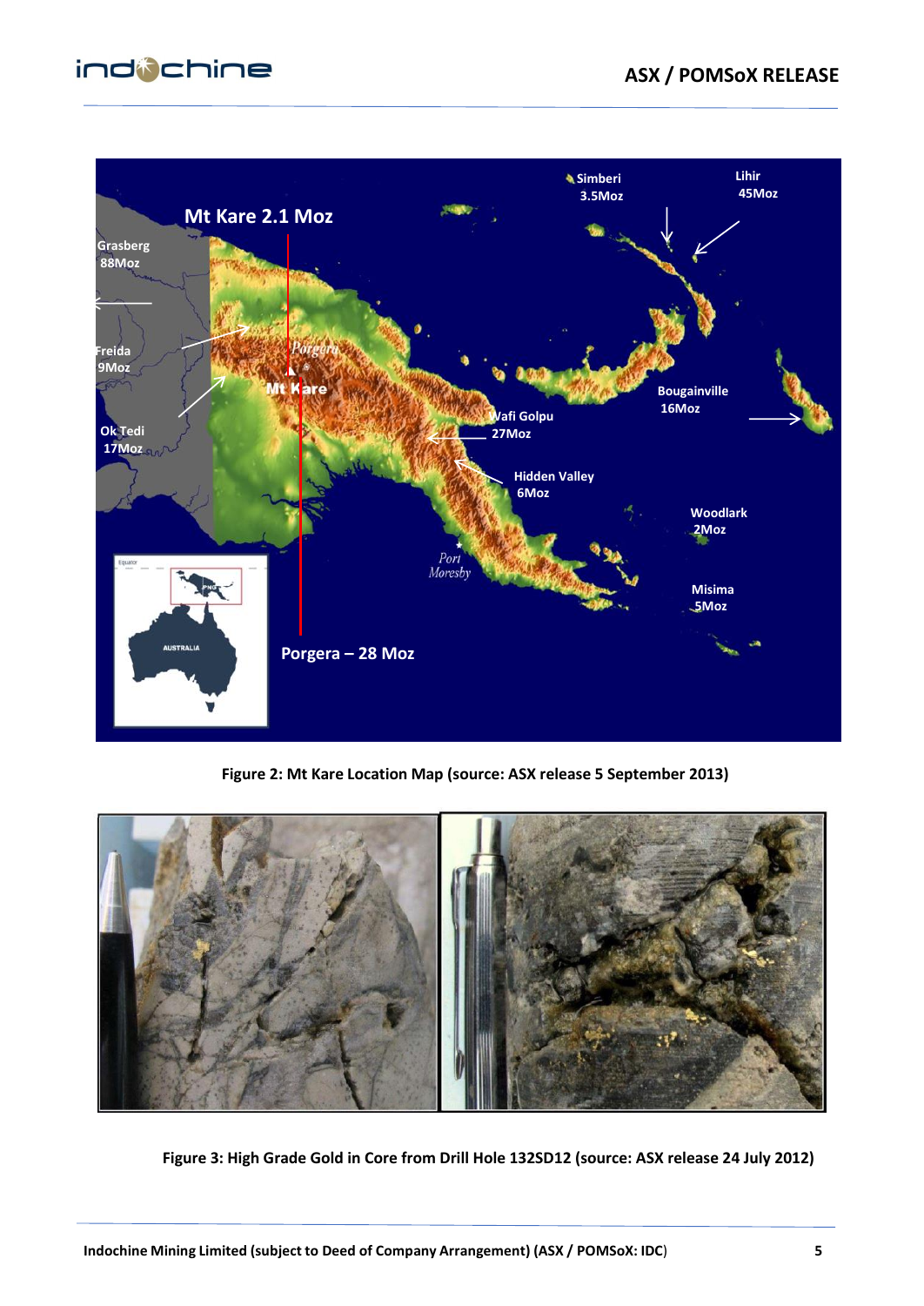**Figure 2: Mt Kare Location Map (source: ASX release 5 September 2013)**

**Figure 3: High Grade Gold in Core from Drill Hole 132SD12 (source: ASX release 24 July 2012)**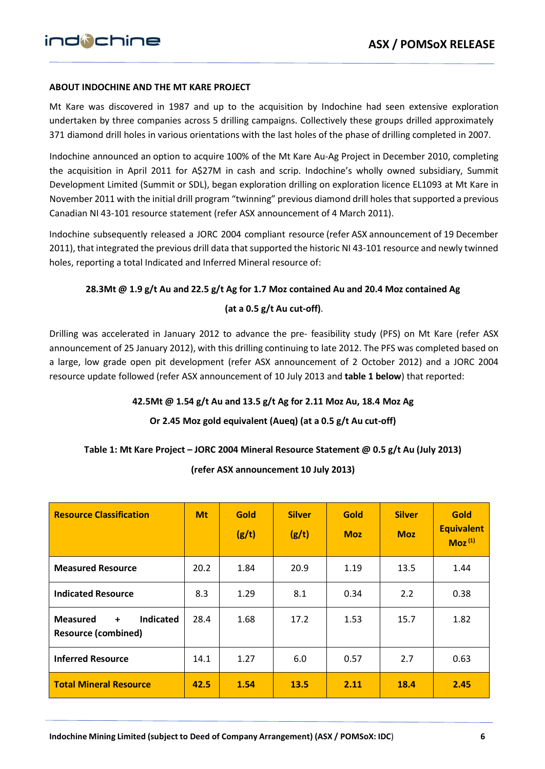## ABOUT INDOCHINE AND THE MT KARE PROJECT

Mt Kare was discovered in 1987 and up to the acquisition by Indochine had seen extensive exploration undertaken by three companies across 5 drilling campaigns. Collectively these groups drilled approximately 371 diamond drill holes in various orientations with the last holes of the phase of drilling completed in 2007.

Indochine announced an option to acquire 100% of the Mt Kare Au-Ag Project in December 2010, completing the acquisition in April 2011 for A$27M in cash and scrip. Indochine's wholly owned subsidiary, Summit Development Limited (Summit or SDL), began exploration drilling on exploration licence EL1093 at Mt Kare in November 2011 with the initial drill program "twinning" previous diamond drill holes that supported a previous Canadian NI 43-101 resource statement (refer ASX announcement of 4 March 2011).

Indochine subsequently released a JORC 2004 compliant resource (refer ASX announcement of 19 December 2011), that integrated the previous drill data that supported the historic NI 43-101 resource and newly twinned holes, reporting a total Indicated and Inferred Mineral resource of:

**28.3Mt @ 1.9 g/t Au and 22.5 g/t Ag for 1.7 Moz contained Au and 20.4 Moz contained Ag**

**(at a 0.5 g/t Au cut-off)**.

Drilling was accelerated in January 2012 to advance the pre- feasibility study (PFS) on Mt Kare (refer ASX announcement of 25 January 2012), with this drilling continuing to late 2012. The PFS was completed based on a large, low grade open pit development (refer ASX announcement of 2 October 2012) and a JORC 2004 resource update followed (refer ASX announcement of 10 July 2013 and **table 1 below**) that reported:

**42.5Mt @ 1.54 g/t Au and 13.5 g/t Ag for 2.11 Moz Au, 18.4 Moz Ag**

**Or 2.45 Moz gold equivalent (Aueq) (at a 0.5 g/t Au cut-off)**

**Table 1: Mt Kare Project – JORC 2004 Mineral Resource Statement @ 0.5 g/t Au (July 2013)**

**(refer ASX announcement 10 July 2013)**

| Resource Classification | Mt | Gold (g/t) | Silver (g/t) | Gold Moz | Silver Moz | Gold Equivalent Moz [1] |
|---|---|---|---|---|---|---|
| Measured Resource | 20.2 | 1.84 | 20.9 | 1.19 | 13.5 | 1.44 |
| Indicated Resource | 8.3 | 1.29 | 8.1 | 0.34 | 2.2 | 0.38 |
| Measured + Indicated Resource (combined) | 28.4 | 1.68 | 17.2 | 1.53 | 15.7 | 1.82 |
| Inferred Resource | 14.1 | 1.27 | 6.0 | 0.57 | 2.7 | 0.63 |
| **Total Mineral Resource** | **42.5** | **1.54** | **13.5** | **2.11** | **18.4** | **2.45** |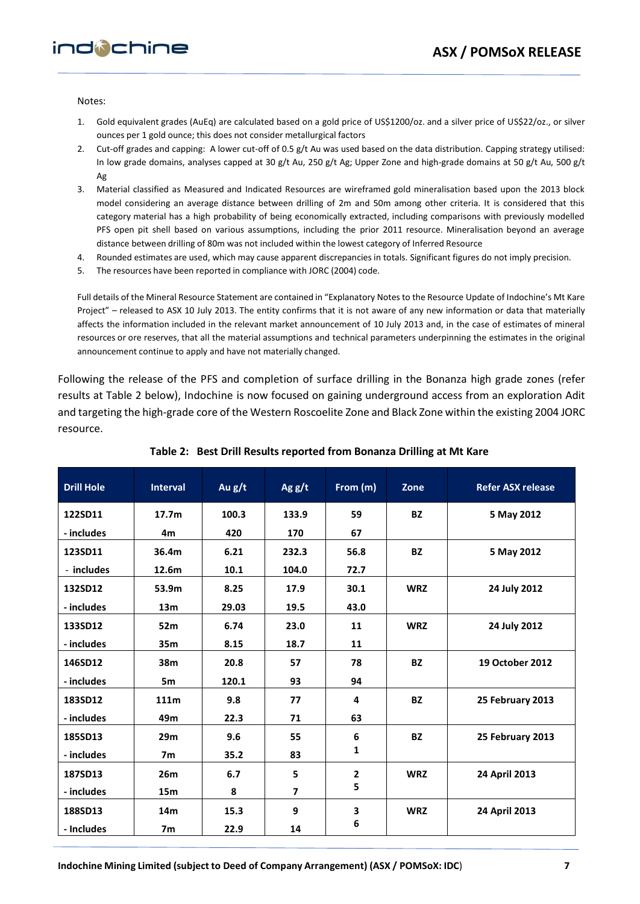Notes:

1. Gold equivalent grades (AuEq) are calculated based on a gold price of US$1200/oz. and a silver price of US$22/oz., or silver ounces per 1 gold ounce; this does not consider metallurgical factors
2. Cut-off grades and capping: A lower cut-off of 0.5 g/t Au was used based on the data distribution. Capping strategy utilised: In low grade domains, analyses capped at 30 g/t Au, 250 g/t Ag; Upper Zone and high-grade domains at 50 g/t Au, 500 g/t Ag
3. Material classified as Measured and Indicated Resources are wireframed gold mineralisation based upon the 2013 block model considering an average distance between drilling of 2m and 50m among other criteria. It is considered that this category material has a high probability of being economically extracted, including comparisons with previously modelled PFS open pit shell based on various assumptions, including the prior 2011 resource. Mineralisation beyond an average distance between drilling of 80m was not included within the lowest category of Inferred Resource
4. Rounded estimates are used, which may cause apparent discrepancies in totals. Significant figures do not imply precision.
5. The resources have been reported in compliance with JORC (2004) code.

Full details of the Mineral Resource Statement are contained in "Explanatory Notes to the Resource Update of Indochine's Mt Kare Project" – released to ASX 10 July 2013. The entity confirms that it is not aware of any new information or data that materially affects the information included in the relevant market announcement of 10 July 2013 and, in the case of estimates of mineral resources or ore reserves, that all the material assumptions and technical parameters underpinning the estimates in the original announcement continue to apply and have not materially changed.

Following the release of the PFS and completion of surface drilling in the Bonanza high grade zones (refer results at Table 2 below), Indochine is now focused on gaining underground access from an exploration Adit and targeting the high-grade core of the Western Roscoelite Zone and Black Zone within the existing 2004 JORC resource.

**Table 2: Best Drill Results reported from Bonanza Drilling at Mt Kare**

| Drill Hole | Interval | Au g/t | Ag g/t | From (m) | Zone | Refer ASX release |
|---|---|---|---|---|---|---|
| 122SD11 | 17.7m | 100.3 | 133.9 | 59 | BZ | 5 May 2012 |
| - includes | 4m | 420 | 170 | 67 | | |
| 123SD11 | 36.4m | 6.21 | 232.3 | 56.8 | BZ | 5 May 2012 |
| - includes | 12.6m | 10.1 | 104.0 | 72.7 | | |
| 132SD12 | 53.9m | 8.25 | 17.9 | 30.1 | WRZ | 24 July 2012 |
| - includes | 13m | 29.03 | 19.5 | 43.0 | | |
| 133SD12 | 52m | 6.74 | 23.0 | 11 | WRZ | 24 July 2012 |
| - includes | 35m | 8.15 | 18.7 | 11 | | |
| 146SD12 | 38m | 20.8 | 57 | 78 | BZ | 19 October 2012 |
| - includes | 5m | 120.1 | 93 | 94 | | |
| 183SD12 | 111m | 9.8 | 77 | 4 | BZ | 25 February 2013 |
| - includes | 49m | 22.3 | 71 | 63 | | |
| 185SD13 | 29m | 9.6 | 55 | 6 | BZ | 25 February 2013 |
| - includes | 7m | 35.2 | 83 | 1 | | |
| 187SD13 | 26m | 6.7 | 5 | 2 | WRZ | 24 April 2013 |
| - includes | 15m | 8 | 7 | 5 | | |
| 188SD13 | 14m | 15.3 | 9 | 3 | WRZ | 24 April 2013 |
| - Includes | 7m | 22.9 | 14 | 6 | | |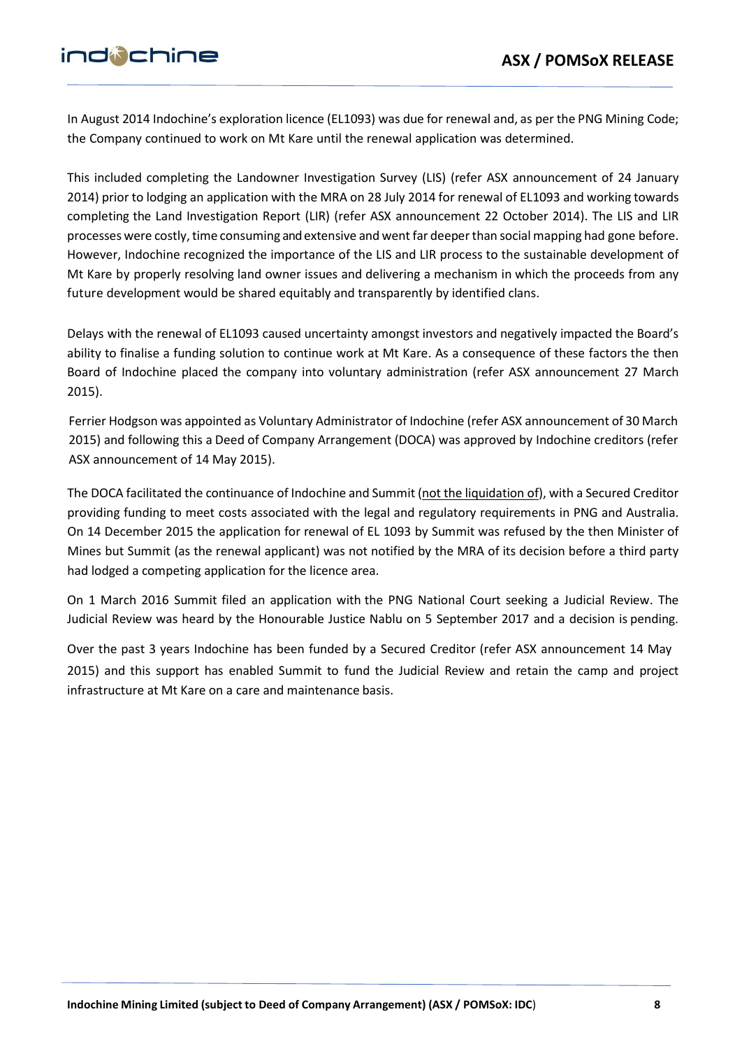In August 2014 Indochine's exploration licence (EL1093) was due for renewal and, as per the PNG Mining Code; the Company continued to work on Mt Kare until the renewal application was determined.

This included completing the Landowner Investigation Survey (LIS) (refer ASX announcement of 24 January 2014) prior to lodging an application with the MRA on 28 July 2014 for renewal of EL1093 and working towards completing the Land Investigation Report (LIR) (refer ASX announcement 22 October 2014). The LIS and LIR processes were costly, time consuming and extensive and went far deeper than social mapping had gone before. However, Indochine recognized the importance of the LIS and LIR process to the sustainable development of Mt Kare by properly resolving land owner issues and delivering a mechanism in which the proceeds from any future development would be shared equitably and transparently by identified clans.

Delays with the renewal of EL1093 caused uncertainty amongst investors and negatively impacted the Board's ability to finalise a funding solution to continue work at Mt Kare. As a consequence of these factors the then Board of Indochine placed the company into voluntary administration (refer ASX announcement 27 March 2015).

Ferrier Hodgson was appointed as Voluntary Administrator of Indochine (refer ASX announcement of 30 March 2015) and following this a Deed of Company Arrangement (DOCA) was approved by Indochine creditors (refer ASX announcement of 14 May 2015).

The DOCA facilitated the continuance of Indochine and Summit (not the liquidation of), with a Secured Creditor providing funding to meet costs associated with the legal and regulatory requirements in PNG and Australia. On 14 December 2015 the application for renewal of EL 1093 by Summit was refused by the then Minister of Mines but Summit (as the renewal applicant) was not notified by the MRA of its decision before a third party had lodged a competing application for the licence area.

On 1 March 2016 Summit filed an application with the PNG National Court seeking a Judicial Review. The Judicial Review was heard by the Honourable Justice Nablu on 5 September 2017 and a decision is pending.

Over the past 3 years Indochine has been funded by a Secured Creditor (refer ASX announcement 14 May 2015) and this support has enabled Summit to fund the Judicial Review and retain the camp and project infrastructure at Mt Kare on a care and maintenance basis.